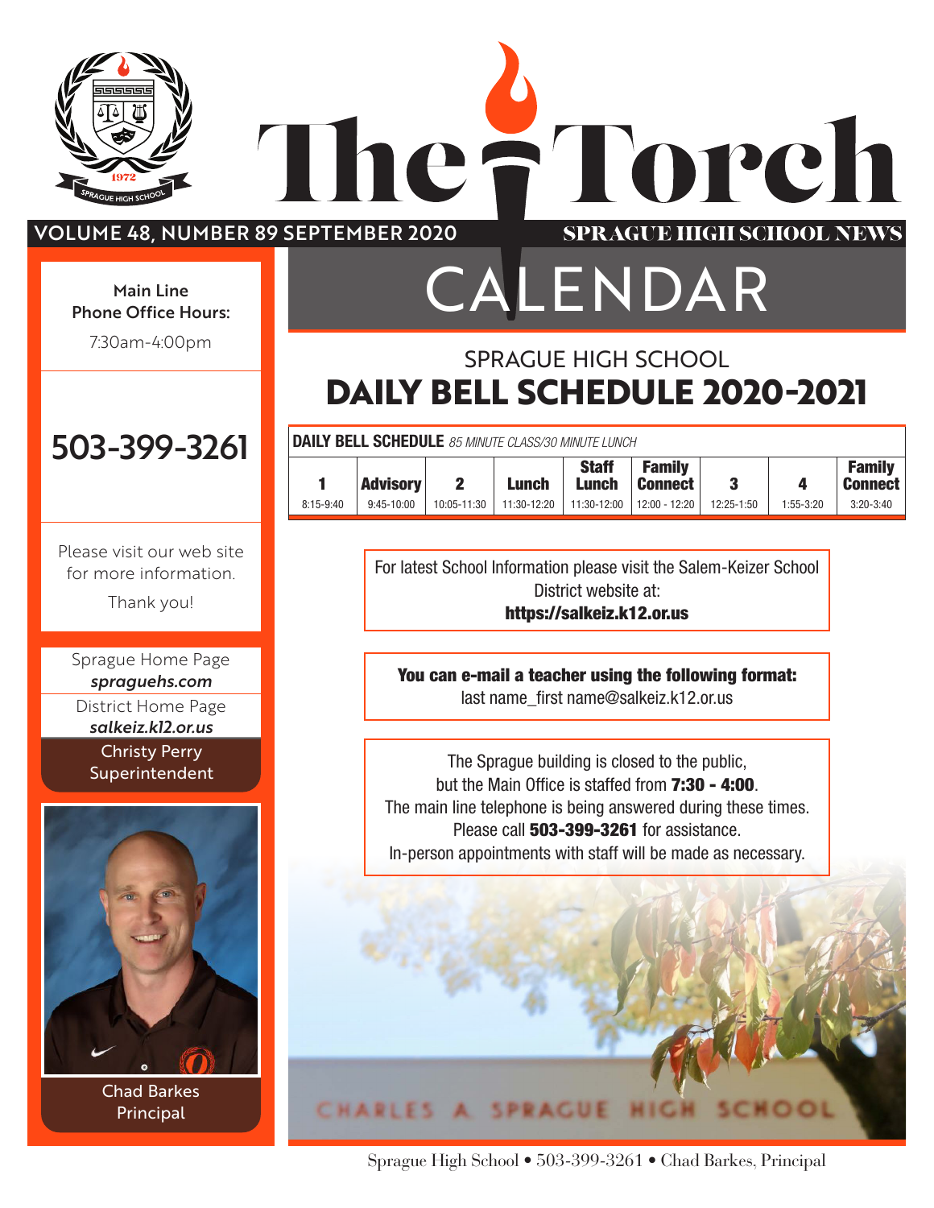# The Torch

VOLUME 48, NUMBER 89 SEPTEMBER 2020

SPRAGUE HIGH SCHOOL NEWS

Main Line Phone Office Hours:

7:30am-4:00pm

503-399-3261

Please visit our web site for more information.

Thank you!

Sprague Home Page
***spraguehs.com***

District Home Page
***salkeiz.k12.or.us***

Christy Perry
Superintendent

Chad Barkes
Principal

## CALENDAR

### SPRAGUE HIGH SCHOOL
## DAILY BELL SCHEDULE 2020-2021

**DAILY BELL SCHEDULE** *85 MINUTE CLASS/30 MINUTE LUNCH*

| 1 | Advisory | 2 | Lunch | Staff Lunch | Family Connect | 3 | 4 | Family Connect |
|---|---|---|---|---|---|---|---|---|
| 8:15-9:40 | 9:45-10:00 | 10:05-11:30 | 11:30-12:20 | 11:30-12:00 | 12:00 - 12:20 | 12:25-1:50 | 1:55-3:20 | 3:20-3:40 |

For latest School Information please visit the Salem-Keizer School District website at:
**https://salkeiz.k12.or.us**

**You can e-mail a teacher using the following format:**
last name_first name@salkeiz.k12.or.us

The Sprague building is closed to the public, but the Main Office is staffed from **7:30 - 4:00**.
The main line telephone is being answered during these times.
Please call **503-399-3261** for assistance.
In-person appointments with staff will be made as necessary.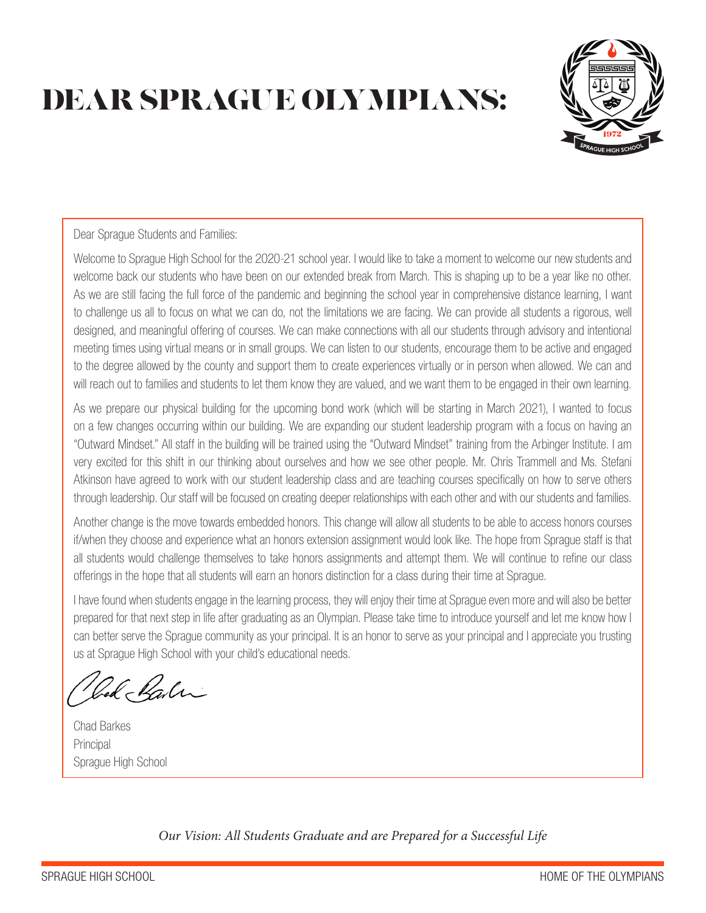# DEAR SPRAGUE OLYMPIANS:

Dear Sprague Students and Families:

Welcome to Sprague High School for the 2020-21 school year. I would like to take a moment to welcome our new students and welcome back our students who have been on our extended break from March. This is shaping up to be a year like no other. As we are still facing the full force of the pandemic and beginning the school year in comprehensive distance learning, I want to challenge us all to focus on what we can do, not the limitations we are facing. We can provide all students a rigorous, well designed, and meaningful offering of courses. We can make connections with all our students through advisory and intentional meeting times using virtual means or in small groups. We can listen to our students, encourage them to be active and engaged to the degree allowed by the county and support them to create experiences virtually or in person when allowed. We can and will reach out to families and students to let them know they are valued, and we want them to be engaged in their own learning.

As we prepare our physical building for the upcoming bond work (which will be starting in March 2021), I wanted to focus on a few changes occurring within our building. We are expanding our student leadership program with a focus on having an "Outward Mindset." All staff in the building will be trained using the "Outward Mindset" training from the Arbinger Institute. I am very excited for this shift in our thinking about ourselves and how we see other people. Mr. Chris Trammell and Ms. Stefani Atkinson have agreed to work with our student leadership class and are teaching courses specifically on how to serve others through leadership. Our staff will be focused on creating deeper relationships with each other and with our students and families.

Another change is the move towards embedded honors. This change will allow all students to be able to access honors courses if/when they choose and experience what an honors extension assignment would look like. The hope from Sprague staff is that all students would challenge themselves to take honors assignments and attempt them. We will continue to refine our class offerings in the hope that all students will earn an honors distinction for a class during their time at Sprague.

I have found when students engage in the learning process, they will enjoy their time at Sprague even more and will also be better prepared for that next step in life after graduating as an Olympian. Please take time to introduce yourself and let me know how I can better serve the Sprague community as your principal. It is an honor to serve as your principal and I appreciate you trusting us at Sprague High School with your child's educational needs.

Chad Barkes
Principal
Sprague High School

*Our Vision: All Students Graduate and are Prepared for a Successful Life*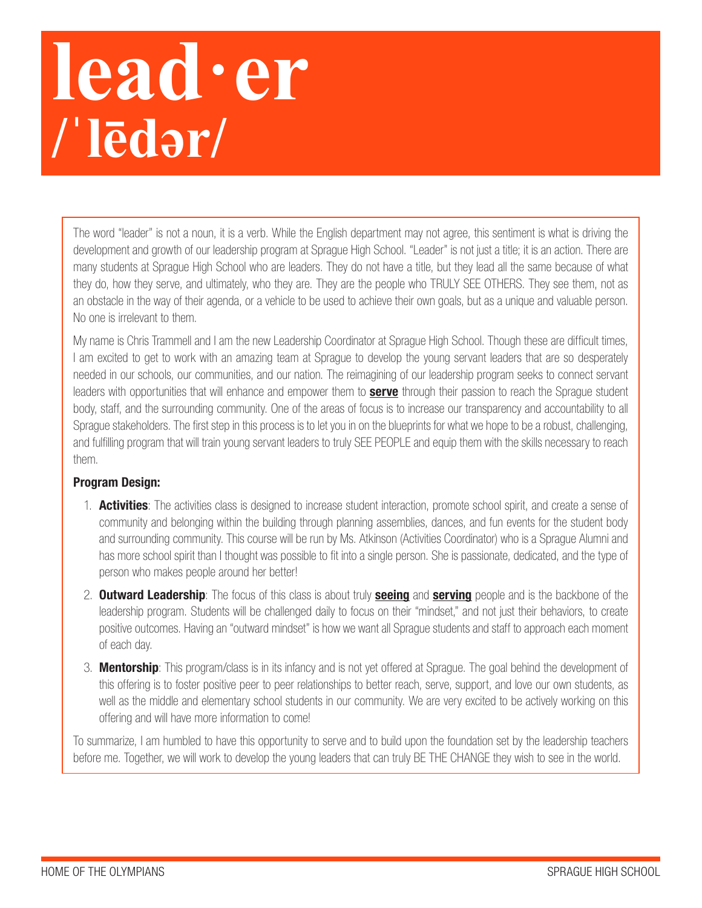# lead·er
# /ˈlēdər/

The word "leader" is not a noun, it is a verb. While the English department may not agree, this sentiment is what is driving the development and growth of our leadership program at Sprague High School. "Leader" is not just a title; it is an action. There are many students at Sprague High School who are leaders. They do not have a title, but they lead all the same because of what they do, how they serve, and ultimately, who they are. They are the people who TRULY SEE OTHERS. They see them, not as an obstacle in the way of their agenda, or a vehicle to be used to achieve their own goals, but as a unique and valuable person. No one is irrelevant to them.

My name is Chris Trammell and I am the new Leadership Coordinator at Sprague High School. Though these are difficult times, I am excited to get to work with an amazing team at Sprague to develop the young servant leaders that are so desperately needed in our schools, our communities, and our nation. The reimagining of our leadership program seeks to connect servant leaders with opportunities that will enhance and empower them to **serve** through their passion to reach the Sprague student body, staff, and the surrounding community. One of the areas of focus is to increase our transparency and accountability to all Sprague stakeholders. The first step in this process is to let you in on the blueprints for what we hope to be a robust, challenging, and fulfilling program that will train young servant leaders to truly SEE PEOPLE and equip them with the skills necessary to reach them.

**Program Design:**

1. **Activities**: The activities class is designed to increase student interaction, promote school spirit, and create a sense of community and belonging within the building through planning assemblies, dances, and fun events for the student body and surrounding community. This course will be run by Ms. Atkinson (Activities Coordinator) who is a Sprague Alumni and has more school spirit than I thought was possible to fit into a single person. She is passionate, dedicated, and the type of person who makes people around her better!
2. **Outward Leadership**: The focus of this class is about truly **seeing** and **serving** people and is the backbone of the leadership program. Students will be challenged daily to focus on their "mindset," and not just their behaviors, to create positive outcomes. Having an "outward mindset" is how we want all Sprague students and staff to approach each moment of each day.
3. **Mentorship**: This program/class is in its infancy and is not yet offered at Sprague. The goal behind the development of this offering is to foster positive peer to peer relationships to better reach, serve, support, and love our own students, as well as the middle and elementary school students in our community. We are very excited to be actively working on this offering and will have more information to come!

To summarize, I am humbled to have this opportunity to serve and to build upon the foundation set by the leadership teachers before me. Together, we will work to develop the young leaders that can truly BE THE CHANGE they wish to see in the world.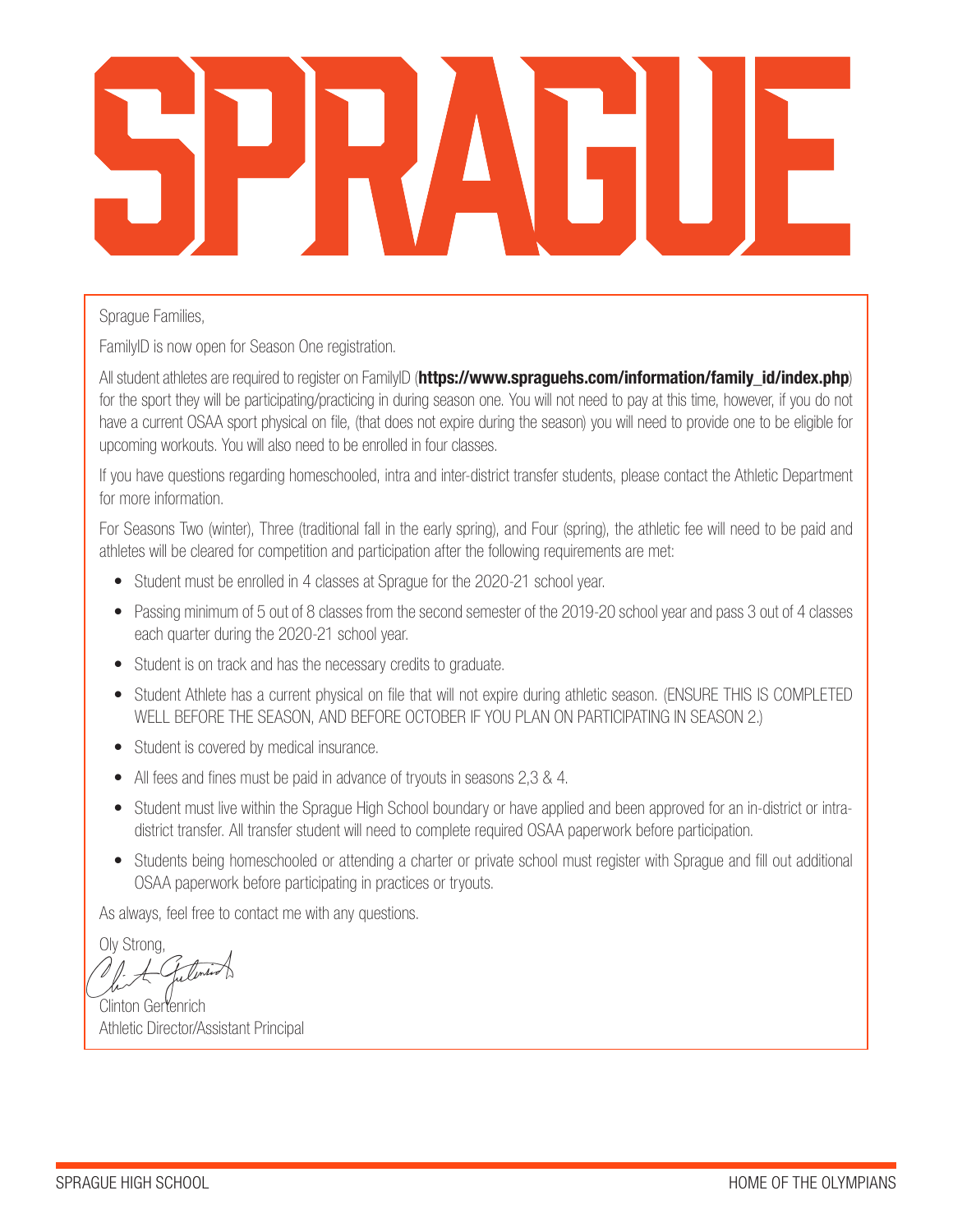# SPRAGUE

Sprague Families,

FamilyID is now open for Season One registration.

All student athletes are required to register on FamilyID (**https://www.spraguehs.com/information/family_id/index.php**) for the sport they will be participating/practicing in during season one. You will not need to pay at this time, however, if you do not have a current OSAA sport physical on file, (that does not expire during the season) you will need to provide one to be eligible for upcoming workouts. You will also need to be enrolled in four classes.

If you have questions regarding homeschooled, intra and inter-district transfer students, please contact the Athletic Department for more information.

For Seasons Two (winter), Three (traditional fall in the early spring), and Four (spring), the athletic fee will need to be paid and athletes will be cleared for competition and participation after the following requirements are met:

- Student must be enrolled in 4 classes at Sprague for the 2020-21 school year.
- Passing minimum of 5 out of 8 classes from the second semester of the 2019-20 school year and pass 3 out of 4 classes each quarter during the 2020-21 school year.
- Student is on track and has the necessary credits to graduate.
- Student Athlete has a current physical on file that will not expire during athletic season. (ENSURE THIS IS COMPLETED WELL BEFORE THE SEASON, AND BEFORE OCTOBER IF YOU PLAN ON PARTICIPATING IN SEASON 2.)
- Student is covered by medical insurance.
- All fees and fines must be paid in advance of tryouts in seasons 2,3 & 4.
- Student must live within the Sprague High School boundary or have applied and been approved for an in-district or intra-district transfer. All transfer student will need to complete required OSAA paperwork before participation.
- Students being homeschooled or attending a charter or private school must register with Sprague and fill out additional OSAA paperwork before participating in practices or tryouts.

As always, feel free to contact me with any questions.

Oly Strong,

Clinton Gertenrich
Athletic Director/Assistant Principal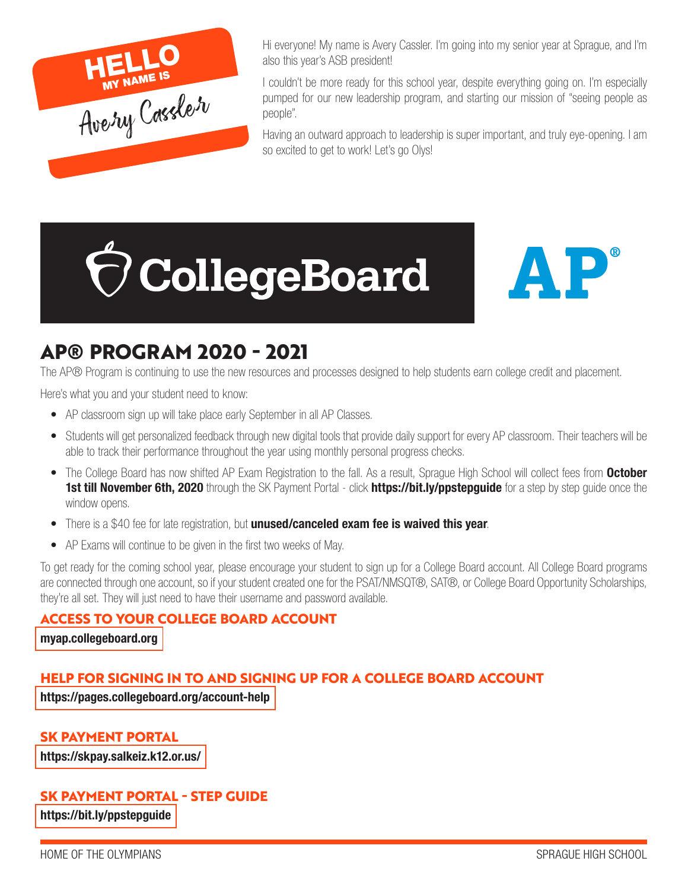HELLO
MY NAME IS
Avery Cassler

Hi everyone! My name is Avery Cassler. I'm going into my senior year at Sprague, and I'm also this year's ASB president!

I couldn't be more ready for this school year, despite everything going on. I'm especially pumped for our new leadership program, and starting our mission of "seeing people as people".

Having an outward approach to leadership is super important, and truly eye-opening. I am so excited to get to work! Let's go Olys!

CollegeBoard AP®

## AP® PROGRAM 2020 - 2021

The AP® Program is continuing to use the new resources and processes designed to help students earn college credit and placement.

Here's what you and your student need to know:

- AP classroom sign up will take place early September in all AP Classes.
- Students will get personalized feedback through new digital tools that provide daily support for every AP classroom. Their teachers will be able to track their performance throughout the year using monthly personal progress checks.
- The College Board has now shifted AP Exam Registration to the fall. As a result, Sprague High School will collect fees from **October 1st till November 6th, 2020** through the SK Payment Portal - click **https://bit.ly/ppstepguide** for a step by step guide once the window opens.
- There is a $40 fee for late registration, but **unused/canceled exam fee is waived this year**.
- AP Exams will continue to be given in the first two weeks of May.

To get ready for the coming school year, please encourage your student to sign up for a College Board account. All College Board programs are connected through one account, so if your student created one for the PSAT/NMSQT®, SAT®, or College Board Opportunity Scholarships, they're all set. They will just need to have their username and password available.

### ACCESS TO YOUR COLLEGE BOARD ACCOUNT

**myap.collegeboard.org**

### HELP FOR SIGNING IN TO AND SIGNING UP FOR A COLLEGE BOARD ACCOUNT

**https://pages.collegeboard.org/account-help**

### SK PAYMENT PORTAL

**https://skpay.salkeiz.k12.or.us/**

### SK PAYMENT PORTAL - STEP GUIDE

**https://bit.ly/ppstepguide**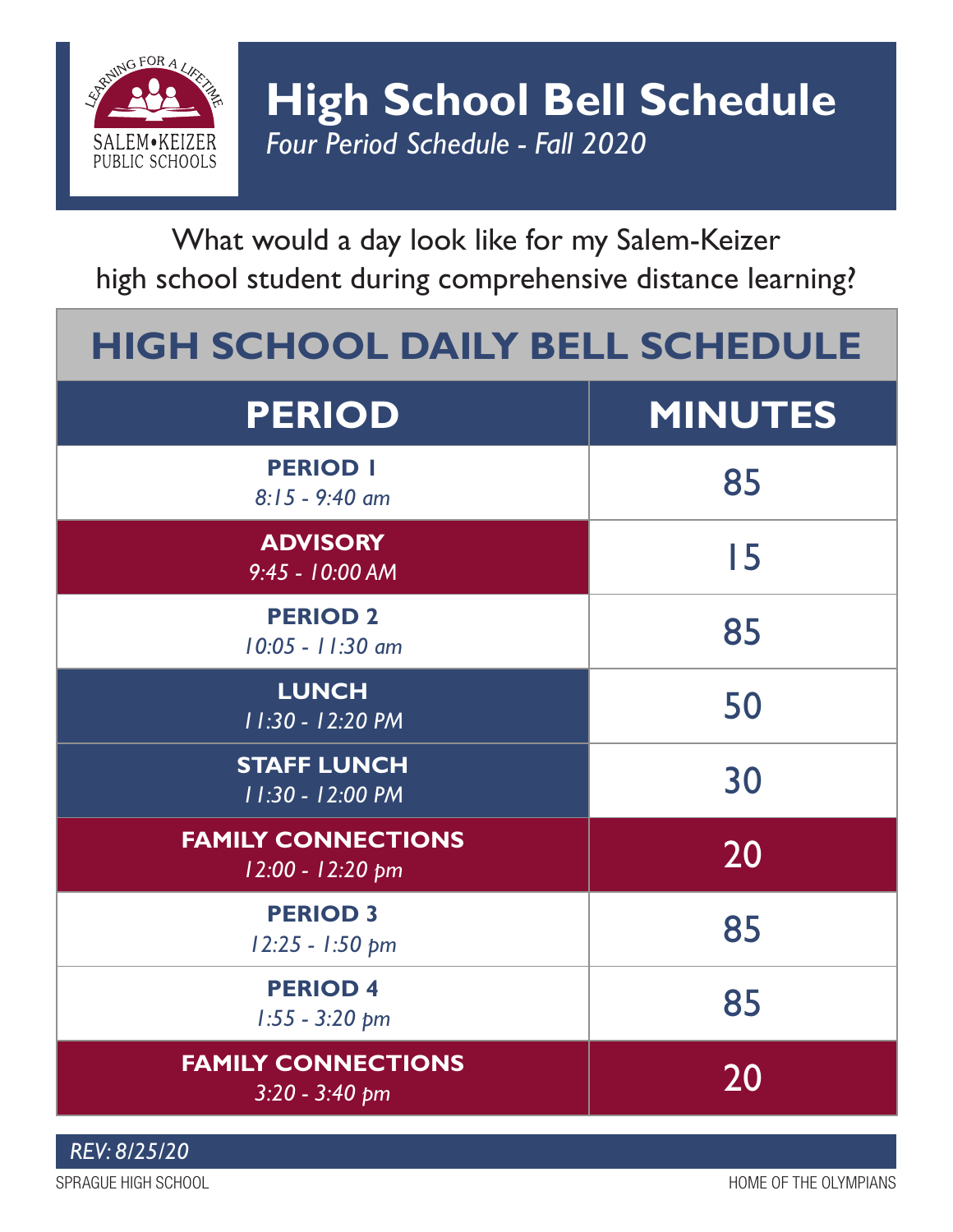SALEM•KEIZER PUBLIC SCHOOLS
LEARNING FOR A LIFETIME

# High School Bell Schedule

*Four Period Schedule - Fall 2020*

What would a day look like for my Salem-Keizer high school student during comprehensive distance learning?

## HIGH SCHOOL DAILY BELL SCHEDULE

| PERIOD | MINUTES |
|---|---|
| **PERIOD 1** *8:15 - 9:40 am* | 85 |
| **ADVISORY** *9:45 - 10:00 AM* | 15 |
| **PERIOD 2** *10:05 - 11:30 am* | 85 |
| **LUNCH** *11:30 - 12:20 PM* | 50 |
| **STAFF LUNCH** *11:30 - 12:00 PM* | 30 |
| **FAMILY CONNECTIONS** *12:00 - 12:20 pm* | 20 |
| **PERIOD 3** *12:25 - 1:50 pm* | 85 |
| **PERIOD 4** *1:55 - 3:20 pm* | 85 |
| **FAMILY CONNECTIONS** *3:20 - 3:40 pm* | 20 |

*REV: 8/25/20*

SPRAGUE HIGH SCHOOL

HOME OF THE OLYMPIANS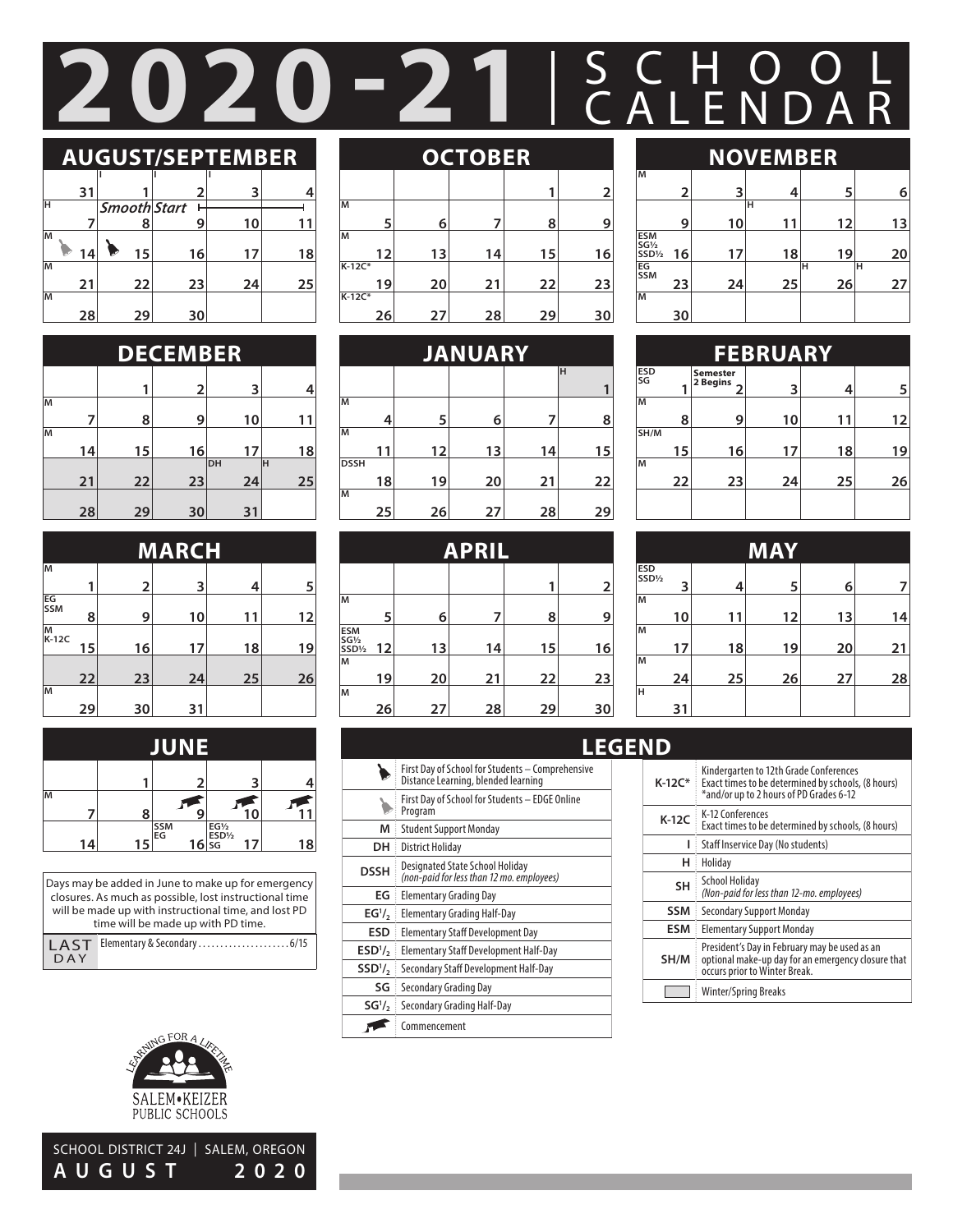# 2020-21 | SCHOOL CALENDAR

## AUGUST/SEPTEMBER

| | | | | |
|---|---|---|---|---|
| 31 | I 1 | I 2 | I 3 | 4 |
| H 7 | *Smooth Start* 8 | 9 | 10 | 11 |
| M 14 (First Day – Comprehensive) | 15 (First Day – EDGE) | 16 | 17 | 18 |
| M 21 | 22 | 23 | 24 | 25 |
| M 28 | 29 | 30 | | |

## OCTOBER

| | | | | |
|---|---|---|---|---|
| | | | 1 | 2 |
| M 5 | 6 | 7 | 8 | 9 |
| M 12 | 13 | 14 | 15 | 16 |
| K-12C* 19 | 20 | 21 | 22 | 23 |
| K-12C* 26 | 27 | 28 | 29 | 30 |

## NOVEMBER

| | | | | |
|---|---|---|---|---|
| M 2 | 3 | 4 | 5 | 6 |
| 9 | H 10 | 11 | 12 | 13 |
| ESM SG½ SSD½ 16 | 17 | 18 | 19 | 20 |
| EG SSM 23 | 24 | 25 | H 26 | H 27 |
| M 30 | | | | |

## DECEMBER

| | | | | |
|---|---|---|---|---|
| | 1 | 2 | 3 | 4 |
| M 7 | 8 | 9 | 10 | 11 |
| M 14 | 15 | 16 | 17 | 18 |
| 21 | 22 | 23 | DH 24 | H 25 |
| 28 | 29 | 30 | 31 | |

## JANUARY

| | | | | |
|---|---|---|---|---|
| | | | | H 1 |
| M 4 | 5 | 6 | 7 | 8 |
| M 11 | 12 | 13 | 14 | 15 |
| DSSH 18 | 19 | 20 | 21 | 22 |
| M 25 | 26 | 27 | 28 | 29 |

## FEBRUARY

| | | | | |
|---|---|---|---|---|
| ESD SG 1 | Semester 2 Begins 2 | 3 | 4 | 5 |
| M 8 | 9 | 10 | 11 | 12 |
| SH/M 15 | 16 | 17 | 18 | 19 |
| M 22 | 23 | 24 | 25 | 26 |

## MARCH

| | | | | |
|---|---|---|---|---|
| M 1 | 2 | 3 | 4 | 5 |
| EG SSM 8 | 9 | 10 | 11 | 12 |
| M K-12C 15 | 16 | 17 | 18 | 19 |
| 22 | 23 | 24 | 25 | 26 |
| M 29 | 30 | 31 | | |

## APRIL

| | | | | |
|---|---|---|---|---|
| | | | 1 | 2 |
| M 5 | 6 | 7 | 8 | 9 |
| ESM SG½ SSD½ 12 | 13 | 14 | 15 | 16 |
| M 19 | 20 | 21 | 22 | 23 |
| M 26 | 27 | 28 | 29 | 30 |

## MAY

| | | | | |
|---|---|---|---|---|
| ESD SSD½ 3 | 4 | 5 | 6 | 7 |
| M 10 | 11 | 12 | 13 | 14 |
| M 17 | 18 | 19 | 20 | 21 |
| M 24 | 25 | 26 | 27 | 28 |
| H 31 | | | | |

## JUNE

| | | | | |
|---|---|---|---|---|
| | 1 | 2 | 3 | 4 |
| M 7 | 8 | 9 (Commencement) | 10 (Commencement) | 11 (Commencement) |
| 14 | 15 | SSM EG 16 | EG½ ESD½ SG 17 | 18 |

Days may be added in June to make up for emergency closures. As much as possible, lost instructional time will be made up with instructional time, and lost PD time will be made up with PD time.

LAST DAY: Elementary & Secondary .................... 6/15

## LEGEND

| Code | Description |
|---|---|
| (bell) | First Day of School for Students – Comprehensive Distance Learning, blended learning |
| (bell) | First Day of School for Students – EDGE Online Program |
| M | Student Support Monday |
| DH | District Holiday |
| DSSH | Designated State School Holiday *(non-paid for less than 12 mo. employees)* |
| EG | Elementary Grading Day |
| EG½ | Elementary Grading Half-Day |
| ESD | Elementary Staff Development Day |
| ESD½ | Elementary Staff Development Half-Day |
| SSD½ | Secondary Staff Development Half-Day |
| SG | Secondary Grading Day |
| SG½ | Secondary Grading Half-Day |
| (cap) | Commencement |
| K-12C* | Kindergarten to 12th Grade Conferences. Exact times to be determined by schools, (8 hours) *and/or up to 2 hours of PD Grades 6-12 |
| K-12C | K-12 Conferences. Exact times to be determined by schools, (8 hours) |
| I | Staff Inservice Day (No students) |
| H | Holiday |
| SH | School Holiday *(Non-paid for less than 12-mo. employees)* |
| SSM | Secondary Support Monday |
| ESM | Elementary Support Monday |
| SH/M | President's Day in February may be used as an optional make-up day for an emergency closure that occurs prior to Winter Break. |
| (shaded) | Winter/Spring Breaks |

LEARNING FOR A LIFETIME
SALEM•KEIZER PUBLIC SCHOOLS

SCHOOL DISTRICT 24J | SALEM, OREGON
AUGUST 2020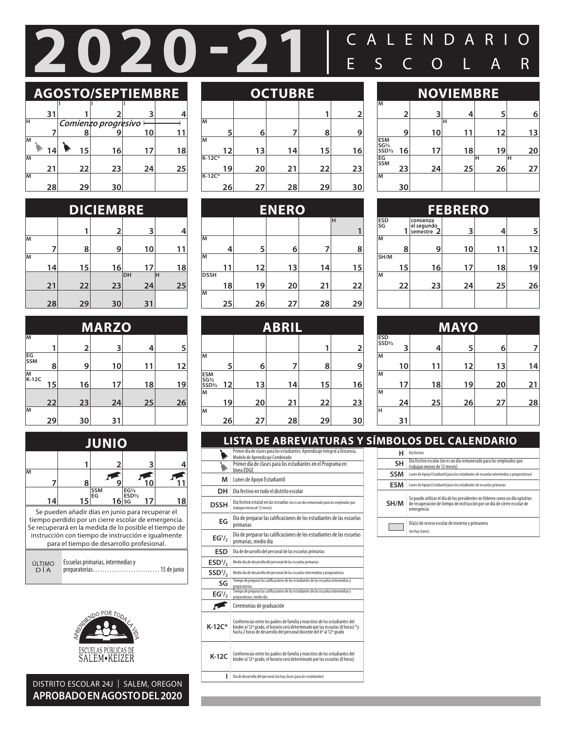# 2020-21 | CALENDARIO ESCOLAR

## AGOSTO/SEPTIEMBRE

| | | | | |
|---|---|---|---|---|
| 31 | I 1 | I 2 | I 3 | 4 |
| H 7 | *Comienzo progresivo* 8 | 9 | 10 | 11 |
| M 14 (primer día, línea EDGE) | 15 (primer día de clases) | 16 | 17 | 18 |
| M 21 | 22 | 23 | 24 | 25 |
| M 28 | 29 | 30 | | |

## OCTUBRE

| | | | | |
|---|---|---|---|---|
| | | | 1 | 2 |
| M 5 | 6 | 7 | 8 | 9 |
| M 12 | 13 | 14 | 15 | 16 |
| K-12C* 19 | 20 | 21 | 22 | 23 |
| K-12C* 26 | 27 | 28 | 29 | 30 |

## NOVIEMBRE

| | | | | |
|---|---|---|---|---|
| M 2 | 3 | H 4 | 5 | 6 |
| 9 | 10 | 11 | 12 | 13 |
| ESM SG½ SSD½ 16 | 17 | 18 | H 19 | H 20 |
| EG SSM 23 | 24 | 25 | 26 | 27 |
| M 30 | | | | |

## DICIEMBRE

| | | | | |
|---|---|---|---|---|
| | 1 | 2 | 3 | 4 |
| M 7 | 8 | 9 | 10 | 11 |
| M 14 | 15 | 16 | 17 | 18 |
| 21 | 22 | 23 | DH 24 | H 25 |
| 28 | 29 | 30 | 31 | |

## ENERO

| | | | | |
|---|---|---|---|---|
| | | | | H 1 |
| M 4 | 5 | 6 | 7 | 8 |
| M 11 | 12 | 13 | 14 | 15 |
| DSSH 18 | 19 | 20 | 21 | 22 |
| M 25 | 26 | 27 | 28 | 29 |

## FEBRERO

| | | | | |
|---|---|---|---|---|
| ESD SG 1 | comienza el segundo semestre 2 | 3 | 4 | 5 |
| M 8 | 9 | 10 | 11 | 12 |
| SH/M 15 | 16 | 17 | 18 | 19 |
| M 22 | 23 | 24 | 25 | 26 |

## MARZO

| | | | | |
|---|---|---|---|---|
| M 1 | 2 | 3 | 4 | 5 |
| EG SSM 8 | 9 | 10 | 11 | 12 |
| M K-12C 15 | 16 | 17 | 18 | 19 |
| 22 | 23 | 24 | 25 | 26 |
| M 29 | 30 | 31 | | |

## ABRIL

| | | | | |
|---|---|---|---|---|
| | | | 1 | 2 |
| M 5 | 6 | 7 | 8 | 9 |
| ESM SG½ SSD½ 12 | 13 | 14 | 15 | 16 |
| M 19 | 20 | 21 | 22 | 23 |
| M 26 | 27 | 28 | 29 | 30 |

## MAYO

| | | | | |
|---|---|---|---|---|
| ESD SSD½ 3 | 4 | 5 | 6 | 7 |
| M 10 | 11 | 12 | 13 | 14 |
| M 17 | 18 | 19 | 20 | 21 |
| M 24 | 25 | 26 | 27 | 28 |
| H 31 | | | | |

## JUNIO

| | | | | |
|---|---|---|---|---|
| | 1 | 2 | 3 | 4 |
| M 7 | 8 | 9 (graduación) | 10 (graduación) | 11 (graduación) |
| 14 | 15 | SSM EG 16 | EG½ ESD½ SG 17 | 18 |

Se pueden añadir días en junio para recuperar el tiempo perdido por un cierre escolar de emergencia. Se recuperará en la medida de lo posible el tiempo de instrucción con tiempo de instrucción e igualmente para el tiempo de desarrollo profesional.

| ÚLTIMO DÍA | Escuelas primarias, intermedias y preparatorias............................ 15 de junio |
|---|---|

## LISTA DE ABREVIATURAS Y SÍMBOLOS DEL CALENDARIO

| Símbolo | Descripción |
|---|---|
| (campana) | Primer día de clases para los estudiantes; Aprendizaje Integral a Distancia, Modelo de Aprendizaje Combinado |
| (campana gris) | Primer día de clases para los estudiantes en el Programa en línea EDGE |
| M | Lunes de Apoyo Estudiantil |
| DH | Día festivo en todo el distrito escolar |
| DSSH | Día festivo estatal en las escuelas *(no es un día remunerado para los empleados que trabajan menos de 12 meses)* |
| EG | Día de preparar las calificaciones de los estudiantes de las escuelas primarias |
| EG½ | Día de preparar las calificaciones de los estudiantes de las escuelas primarias, medio día |
| ESD | Día de desarrollo del personal de las escuelas primarias |
| ESD½ | Medio día de desarrollo del personal de las escuelas primarias |
| SSD½ | Medio día de desarrollo del personal de las escuelas intermedias y preparatorias |
| SG | Tiempo de preparar las calificaciones de los estudiantes de las escuelas intermedias y preparatorias |
| EG½ | Tiempo de preparar las calificaciones de los estudiantes de las escuelas intermedias y preparatorias, medio día |
| (birrete) | Ceremonias de graduación |
| K-12C* | Conferencias entre los padres de familia y maestros de los estudiantes del kinder al 12º grado, el horario será determinado por las escuelas (8 horas) *y hasta 2 horas de desarrollo del personal docente del 6º al 12º grado |
| K-12C | Conferencias entre los padres de familia y maestros de los estudiantes del kinder al 12º grado, el horario será determinado por las escuelas (8 horas) |
| I | Día de desarrollo del personal (no hay clases para los estudiantes) |
| H | Día festivo |
| SH | Día festivo escolar (no es un día remunerado para los empleados que trabajan menos de 12 meses) |
| SSM | Lunes de Apoyo Estudiantil para los estudiantes de escuelas intermedias y preparatorias |
| ESM | Lunes de Apoyo Estudiantil para los estudiantes de escuelas primarias |
| SH/M | Se puede utilizar el día de los presidentes en febrero como un día optativo de recuperación de tiempo de instrucción por un día de cierre escolar de emergencia |
| (casilla gris) | Día(s) de receso escolar de invierno y primavera (no hay clases) |

APRENDIENDO POR TODA LA VIDA
ESCUELAS PÚBLICAS DE SALEM•KEIZER

DISTRITO ESCOLAR 24J | SALEM, OREGON
**APROBADO EN AGOSTO DEL 2020**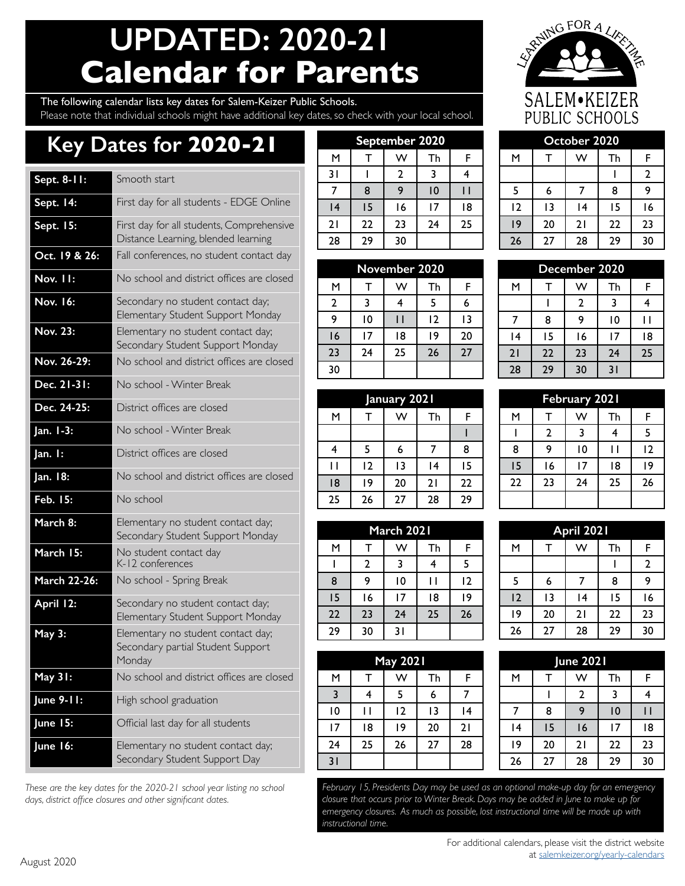# UPDATED: 2020-21 Calendar for Parents

The following calendar lists key dates for Salem-Keizer Public Schools.
Please note that individual schools might have additional key dates, so check with your local school.

LEARNING FOR A LIFETIME
SALEM•KEIZER PUBLIC SCHOOLS

## Key Dates for 2020-21

| Date | Event |
|---|---|
| Sept. 8-11: | Smooth start |
| Sept. 14: | First day for all students - EDGE Online |
| Sept. 15: | First day for all students, Comprehensive Distance Learning, blended learning |
| Oct. 19 & 26: | Fall conferences, no student contact day |
| Nov. 11: | No school and district offices are closed |
| Nov. 16: | Secondary no student contact day; Elementary Student Support Monday |
| Nov. 23: | Elementary no student contact day; Secondary Student Support Monday |
| Nov. 26-29: | No school and district offices are closed |
| Dec. 21-31: | No school - Winter Break |
| Dec. 24-25: | District offices are closed |
| Jan. 1-3: | No school - Winter Break |
| Jan. 1: | District offices are closed |
| Jan. 18: | No school and district offices are closed |
| Feb. 15: | No school |
| March 8: | Elementary no student contact day; Secondary Student Support Monday |
| March 15: | No student contact day K-12 conferences |
| March 22-26: | No school - Spring Break |
| April 12: | Secondary no student contact day; Elementary Student Support Monday |
| May 3: | Elementary no student contact day; Secondary partial Student Support Monday |
| May 31: | No school and district offices are closed |
| June 9-11: | High school graduation |
| June 15: | Official last day for all students |
| June 16: | Elementary no student contact day; Secondary Student Support Day |

*These are the key dates for the 2020-21 school year listing no school days, district office closures and other significant dates.*

| September 2020 | | | | |
|---|---|---|---|---|
| M | T | W | Th | F |
| 31 | 1 | 2 | 3 | 4 |
| 7 | 8 | 9 | 10 | 11 |
| 14 | 15 | 16 | 17 | 18 |
| 21 | 22 | 23 | 24 | 25 |
| 28 | 29 | 30 | | |

| October 2020 | | | | |
|---|---|---|---|---|
| M | T | W | Th | F |
| | | | 1 | 2 |
| 5 | 6 | 7 | 8 | 9 |
| 12 | 13 | 14 | 15 | 16 |
| 19 | 20 | 21 | 22 | 23 |
| 26 | 27 | 28 | 29 | 30 |

| November 2020 | | | | |
|---|---|---|---|---|
| M | T | W | Th | F |
| 2 | 3 | 4 | 5 | 6 |
| 9 | 10 | 11 | 12 | 13 |
| 16 | 17 | 18 | 19 | 20 |
| 23 | 24 | 25 | 26 | 27 |
| 30 | | | | |

| December 2020 | | | | |
|---|---|---|---|---|
| M | T | W | Th | F |
| | 1 | 2 | 3 | 4 |
| 7 | 8 | 9 | 10 | 11 |
| 14 | 15 | 16 | 17 | 18 |
| 21 | 22 | 23 | 24 | 25 |
| 28 | 29 | 30 | 31 | |

| January 2021 | | | | |
|---|---|---|---|---|
| M | T | W | Th | F |
| | | | | 1 |
| 4 | 5 | 6 | 7 | 8 |
| 11 | 12 | 13 | 14 | 15 |
| 18 | 19 | 20 | 21 | 22 |
| 25 | 26 | 27 | 28 | 29 |

| February 2021 | | | | |
|---|---|---|---|---|
| M | T | W | Th | F |
| 1 | 2 | 3 | 4 | 5 |
| 8 | 9 | 10 | 11 | 12 |
| 15 | 16 | 17 | 18 | 19 |
| 22 | 23 | 24 | 25 | 26 |

| March 2021 | | | | |
|---|---|---|---|---|
| M | T | W | Th | F |
| 1 | 2 | 3 | 4 | 5 |
| 8 | 9 | 10 | 11 | 12 |
| 15 | 16 | 17 | 18 | 19 |
| 22 | 23 | 24 | 25 | 26 |
| 29 | 30 | 31 | | |

| April 2021 | | | | |
|---|---|---|---|---|
| M | T | W | Th | F |
| | | | 1 | 2 |
| 5 | 6 | 7 | 8 | 9 |
| 12 | 13 | 14 | 15 | 16 |
| 19 | 20 | 21 | 22 | 23 |
| 26 | 27 | 28 | 29 | 30 |

| May 2021 | | | | |
|---|---|---|---|---|
| M | T | W | Th | F |
| 3 | 4 | 5 | 6 | 7 |
| 10 | 11 | 12 | 13 | 14 |
| 17 | 18 | 19 | 20 | 21 |
| 24 | 25 | 26 | 27 | 28 |
| 31 | | | | |

| June 2021 | | | | |
|---|---|---|---|---|
| M | T | W | Th | F |
| | 1 | 2 | 3 | 4 |
| 7 | 8 | 9 | 10 | 11 |
| 14 | 15 | 16 | 17 | 18 |
| 19 | 20 | 21 | 22 | 23 |
| 26 | 27 | 28 | 29 | 30 |

*February 15, Presidents Day may be used as an optional make-up day for an emergency closure that occurs prior to Winter Break. Days may be added in June to make up for emergency closures. As much as possible, lost instructional time will be made up with instructional time.*

For additional calendars, please visit the district website at salemkeizer.org/yearly-calendars

August 2020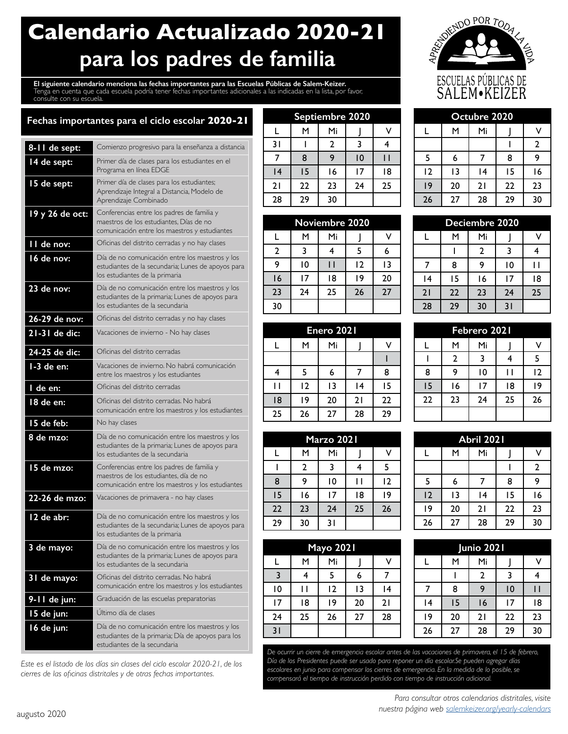# Calendario Actualizado 2020-21 para los padres de familia

APRENDIENDO POR TODA LA VIDA
ESCUELAS PÚBLICAS DE SALEM•KEIZER

**El siguiente calendario menciona las fechas importantes para las Escuelas Públicas de Salem-Keizer.**
Tenga en cuenta que cada escuela podría tener fechas importantes adicionales a las indicadas en la lista, por favor, consulte con su escuela.

## Fechas importantes para el ciclo escolar 2020-21

| Fecha | Evento |
|---|---|
| **8-11 de sept:** | Comienzo progresivo para la enseñanza a distancia |
| **14 de sept:** | Primer día de clases para los estudiantes en el Programa en línea EDGE |
| **15 de sept:** | Primer día de clases para los estudiantes; Aprendizaje Integral a Distancia, Modelo de Aprendizaje Combinado |
| **19 y 26 de oct:** | Conferencias entre los padres de familia y maestros de los estudiantes, Días de no comunicación entre los maestros y estudiantes |
| **11 de nov:** | Oficinas del distrito cerradas y no hay clases |
| **16 de nov:** | Día de no comunicación entre los maestros y los estudiantes de la secundaria; Lunes de apoyos para los estudiantes de la primaria |
| **23 de nov:** | Día de no comunicación entre los maestros y los estudiantes de la primaria; Lunes de apoyos para los estudiantes de la secundaria |
| **26-29 de nov:** | Oficinas del distrito cerradas y no hay clases |
| **21-31 de dic:** | Vacaciones de invierno - No hay clases |
| **24-25 de dic:** | Oficinas del distrito cerradas |
| **1-3 de en:** | Vacaciones de invierno. No habrá comunicación entre los maestros y los estudiantes |
| **1 de en:** | Oficinas del distrito cerradas |
| **18 de en:** | Oficinas del distrito cerradas. No habrá comunicación entre los maestros y los estudiantes |
| **15 de feb:** | No hay clases |
| **8 de mzo:** | Día de no comunicación entre los maestros y los estudiantes de la primaria; Lunes de apoyos para los estudiantes de la secundaria |
| **15 de mzo:** | Conferencias entre los padres de familia y maestros de los estudiantes, día de no comunicación entre los maestros y los estudiantes |
| **22-26 de mzo:** | Vacaciones de primavera - no hay clases |
| **12 de abr:** | Día de no comunicación entre los maestros y los estudiantes de la secundaria; Lunes de apoyos para los estudiantes de la primaria |
| **3 de mayo:** | Día de no comunicación entre los maestros y los estudiantes de la primaria; Lunes de apoyos para los estudiantes de la secundaria |
| **31 de mayo:** | Oficinas del distrito cerradas. No habrá comunicación entre los maestros y los estudiantes |
| **9-11 de jun:** | Graduación de las escuelas preparatorias |
| **15 de jun:** | Último día de clases |
| **16 de jun:** | Día de no comunicación entre los maestros y los estudiantes de la primaria; Día de apoyos para los estudiantes de la secundaria |

*Este es el listado de los días sin clases del ciclo escolar 2020-21, de los cierres de las oficinas distritales y de otras fechas importantes.*

### Septiembre 2020

| L | M | Mi | J | V |
|---|---|---|---|---|
| 31 | 1 | 2 | 3 | 4 |
| 7 | 8 | 9 | 10 | 11 |
| 14 | 15 | 16 | 17 | 18 |
| 21 | 22 | 23 | 24 | 25 |
| 28 | 29 | 30 | | |

### Octubre 2020

| L | M | Mi | J | V |
|---|---|---|---|---|
| | | | 1 | 2 |
| 5 | 6 | 7 | 8 | 9 |
| 12 | 13 | 14 | 15 | 16 |
| 19 | 20 | 21 | 22 | 23 |
| 26 | 27 | 28 | 29 | 30 |

### Noviembre 2020

| L | M | Mi | J | V |
|---|---|---|---|---|
| 2 | 3 | 4 | 5 | 6 |
| 9 | 10 | 11 | 12 | 13 |
| 16 | 17 | 18 | 19 | 20 |
| 23 | 24 | 25 | 26 | 27 |
| 30 | | | | |

### Deciembre 2020

| L | M | Mi | J | V |
|---|---|---|---|---|
| | 1 | 2 | 3 | 4 |
| 7 | 8 | 9 | 10 | 11 |
| 14 | 15 | 16 | 17 | 18 |
| 21 | 22 | 23 | 24 | 25 |
| 28 | 29 | 30 | 31 | |

### Enero 2021

| L | M | Mi | J | V |
|---|---|---|---|---|
| | | | | 1 |
| 4 | 5 | 6 | 7 | 8 |
| 11 | 12 | 13 | 14 | 15 |
| 18 | 19 | 20 | 21 | 22 |
| 25 | 26 | 27 | 28 | 29 |

### Febrero 2021

| L | M | Mi | J | V |
|---|---|---|---|---|
| 1 | 2 | 3 | 4 | 5 |
| 8 | 9 | 10 | 11 | 12 |
| 15 | 16 | 17 | 18 | 19 |
| 22 | 23 | 24 | 25 | 26 |

### Marzo 2021

| L | M | Mi | J | V |
|---|---|---|---|---|
| 1 | 2 | 3 | 4 | 5 |
| 8 | 9 | 10 | 11 | 12 |
| 15 | 16 | 17 | 18 | 19 |
| 22 | 23 | 24 | 25 | 26 |
| 29 | 30 | 31 | | |

### Abril 2021

| L | M | Mi | J | V |
|---|---|---|---|---|
| | | | 1 | 2 |
| 5 | 6 | 7 | 8 | 9 |
| 12 | 13 | 14 | 15 | 16 |
| 19 | 20 | 21 | 22 | 23 |
| 26 | 27 | 28 | 29 | 30 |

### Mayo 2021

| L | M | Mi | J | V |
|---|---|---|---|---|
| 3 | 4 | 5 | 6 | 7 |
| 10 | 11 | 12 | 13 | 14 |
| 17 | 18 | 19 | 20 | 21 |
| 24 | 25 | 26 | 27 | 28 |
| 31 | | | | |

### Junio 2021

| L | M | Mi | J | V |
|---|---|---|---|---|
| | 1 | 2 | 3 | 4 |
| 7 | 8 | 9 | 10 | 11 |
| 14 | 15 | 16 | 17 | 18 |
| 21 | 22 | 23 | 24 | 25 |
| 28 | 29 | 30 | | |

*De ocurrir un cierre de emergencia escolar antes de las vacaciones de primavera, el 15 de febrero, Día de los Presidentes puede ser usado para reponer un día escolar. Se pueden agregar días escolares en junio para compensar los cierres de emergencia. En la medida de lo posible, se compensará el tiempo de instrucción perdido con tiempo de instrucción adicional.*

*Para consultar otros calendarios distritales, visite nuestra página web [salemkeizer.org/yearly-calendars](salemkeizer.org/yearly-calendars)*

augusto 2020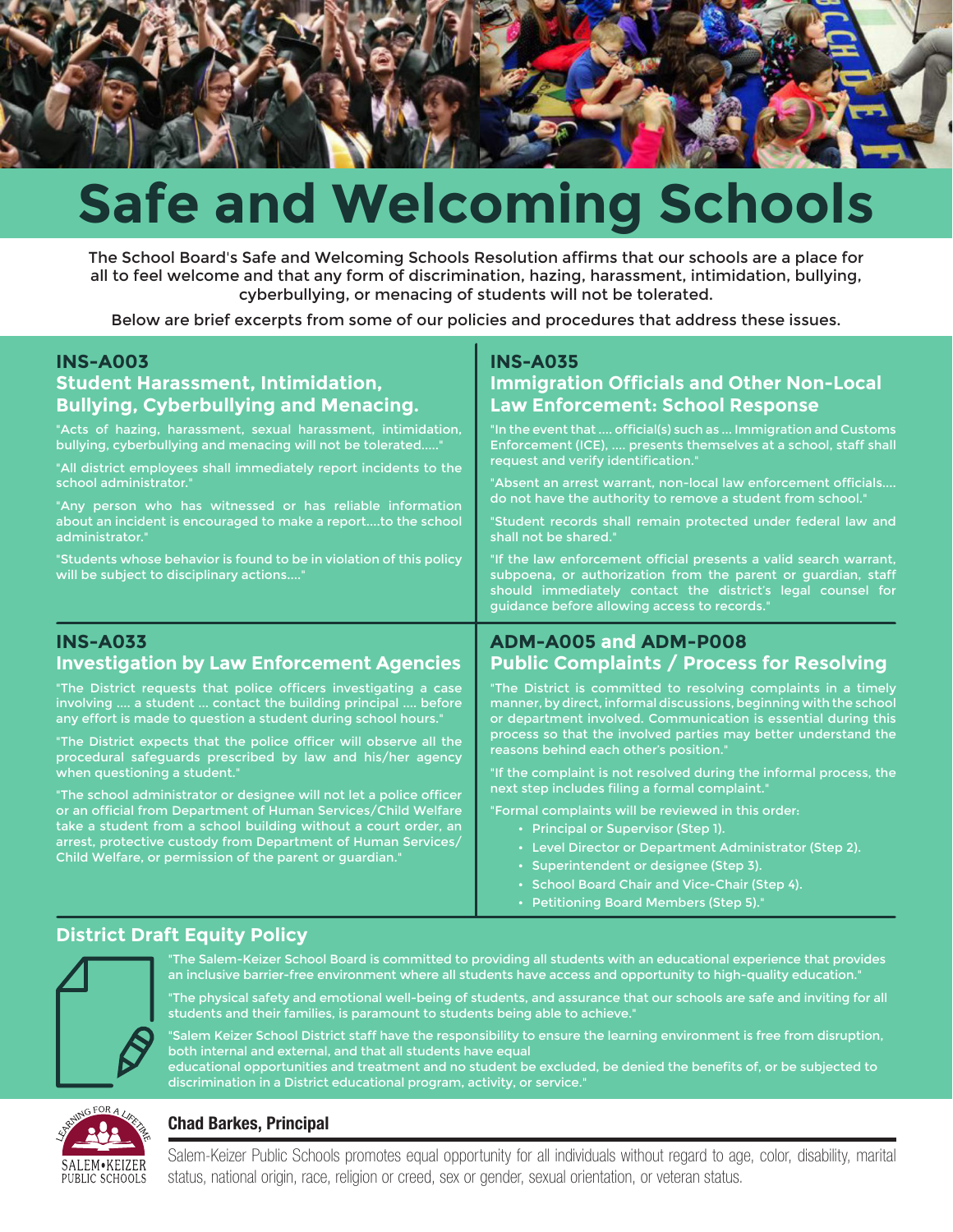# Safe and Welcoming Schools

The School Board's Safe and Welcoming Schools Resolution affirms that our schools are a place for all to feel welcome and that any form of discrimination, hazing, harassment, intimidation, bullying, cyberbullying, or menacing of students will not be tolerated.

Below are brief excerpts from some of our policies and procedures that address these issues.

## INS-A003
## Student Harassment, Intimidation, Bullying, Cyberbullying and Menacing.

"Acts of hazing, harassment, sexual harassment, intimidation, bullying, cyberbullying and menacing will not be tolerated....."

"All district employees shall immediately report incidents to the school administrator."

"Any person who has witnessed or has reliable information about an incident is encouraged to make a report....to the school administrator."

"Students whose behavior is found to be in violation of this policy will be subject to disciplinary actions...."

## INS-A035
## Immigration Officials and Other Non-Local Law Enforcement: School Response

"In the event that .... official(s) such as ... Immigration and Customs Enforcement (ICE), .... presents themselves at a school, staff shall request and verify identification."

"Absent an arrest warrant, non-local law enforcement officials.... do not have the authority to remove a student from school."

"Student records shall remain protected under federal law and shall not be shared."

"If the law enforcement official presents a valid search warrant, subpoena, or authorization from the parent or guardian, staff should immediately contact the district's legal counsel for guidance before allowing access to records."

## INS-A033
## Investigation by Law Enforcement Agencies

"The District requests that police officers investigating a case involving .... a student ... contact the building principal .... before any effort is made to question a student during school hours."

"The District expects that the police officer will observe all the procedural safeguards prescribed by law and his/her agency when questioning a student."

"The school administrator or designee will not let a police officer or an official from Department of Human Services/Child Welfare take a student from a school building without a court order, an arrest, protective custody from Department of Human Services/ Child Welfare, or permission of the parent or guardian."

## ADM-A005 and ADM-P008
## Public Complaints / Process for Resolving

"The District is committed to resolving complaints in a timely manner, by direct, informal discussions, beginning with the school or department involved. Communication is essential during this process so that the involved parties may better understand the reasons behind each other's position."

"If the complaint is not resolved during the informal process, the next step includes filing a formal complaint."

"Formal complaints will be reviewed in this order:

- Principal or Supervisor (Step 1).
- Level Director or Department Administrator (Step 2).
- Superintendent or designee (Step 3).
- School Board Chair and Vice-Chair (Step 4).
- Petitioning Board Members (Step 5)."

## District Draft Equity Policy

"The Salem-Keizer School Board is committed to providing all students with an educational experience that provides an inclusive barrier-free environment where all students have access and opportunity to high-quality education."

"The physical safety and emotional well-being of students, and assurance that our schools are safe and inviting for all students and their families, is paramount to students being able to achieve."

"Salem Keizer School District staff have the responsibility to ensure the learning environment is free from disruption, both internal and external, and that all students have equal educational opportunities and treatment and no student be excluded, be denied the benefits of, or be subjected to discrimination in a District educational program, activity, or service."

SALEM•KEIZER PUBLIC SCHOOLS — Learning for a Lifetime

**Chad Barkes, Principal**

Salem-Keizer Public Schools promotes equal opportunity for all individuals without regard to age, color, disability, marital status, national origin, race, religion or creed, sex or gender, sexual orientation, or veteran status.